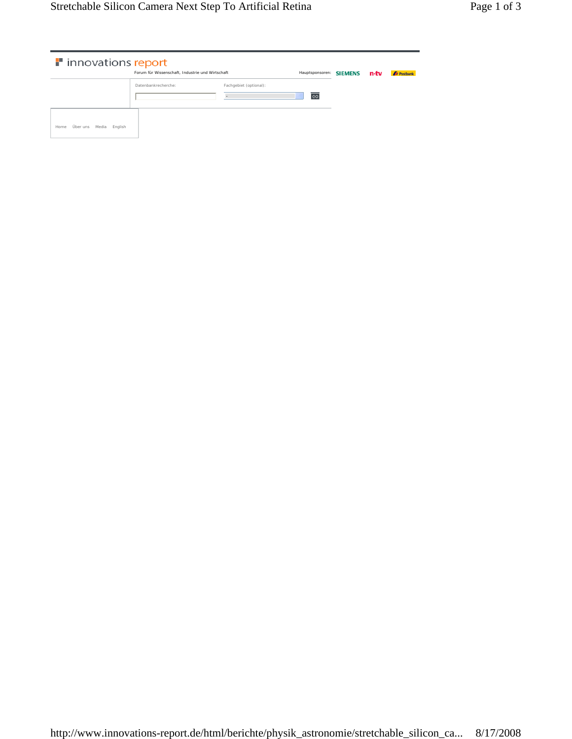innovations report

Forum für Wissenschaft, Industrie und Wirtschaft

Hauptsponsoren: SIEMENS n-tv Postbank

Datenbankrecherche:

Fachgebiet (optional):

GO

Home Über uns Media English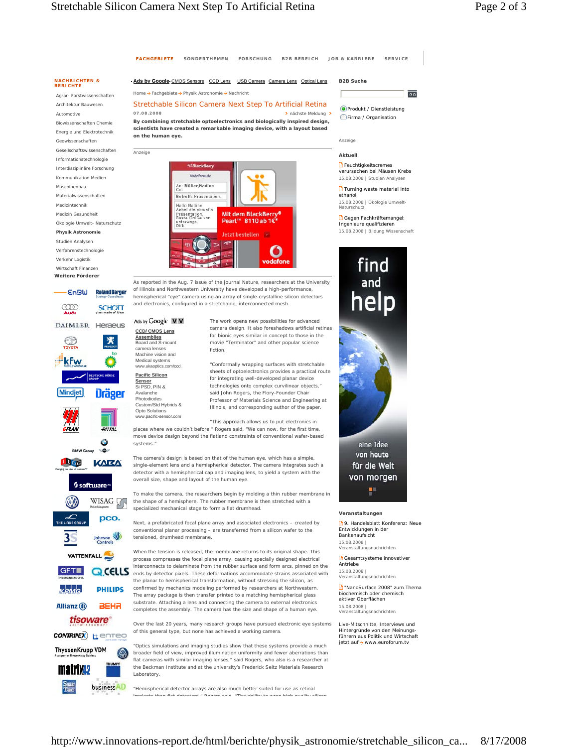FACHGEBIETE SONDERTHEMEN FORSCHUNG B2B BEREICH JOB & KARRIERE SERVICE

**NACHRICHTEN & BERICHTE**

- Agrar- Forstwissenschaften
- Architektur Bauwesen
- Automotive
- Biowissenschaften Chemie
- Energie und Elektrotechnik
- Geowissenschaften
- Gesellschaftswissenschaften
- Informationstechnologie
- Interdisziplinäre Forschung
- Kommunikation Medien
- Maschinenbau
- Materialwissenschaften
- Medizintechnik
- Medizin Gesundheit
- Ökologie Umwelt- Naturschutz
- **Physik Astronomie**
- Studien Analysen
- Verfahrenstechnologie
- Verkehr Logistik
- Wirtschaft Finanzen

**Weitere Förderer**

Ads by Google CMOS Sensors CCD Lens USB Camera Camera Lens Optical Lens

Home > Fachgebiete > Physik Astronomie > Nachricht

## Stretchable Silicon Camera Next Step To Artificial Retina

07.08.2008 > nächste Meldung >

**By combining stretchable optoelectronics and biologically inspired design, scientists have created a remarkable imaging device, with a layout based on the human eye.**

Anzeige

As reported in the Aug. 7 issue of the journal Nature, researchers at the University of Illinois and Northwestern University have developed a high-performance, hemispherical "eye" camera using an array of single-crystalline silicon detectors and electronics, configured in a stretchable, interconnected mesh.

Ads by Google

**CCD/ CMOS Lens Assemblies**
Board and S-mount camera lenses Machine vision and Medical systems
www.ukaoptics.com/ccd.

**Pacific Silicon Sensor**
Si PSD, PIN & Avalanche Photodiodes Custom/Std Hybrids & Opto Solutions
www.pacific-sensor.com

The work opens new possibilities for advanced camera design. It also foreshadows artificial retinas for bionic eyes similar in concept to those in the movie "Terminator" and other popular science fiction.

"Conformally wrapping surfaces with stretchable sheets of optoelectronics provides a practical route for integrating well-developed planar device technologies onto complex curvilinear objects," said John Rogers, the Flory-Founder Chair Professor of Materials Science and Engineering at Illinois, and corresponding author of the paper.

"This approach allows us to put electronics in places where we couldn't before," Rogers said. "We can now, for the first time, move device design beyond the flatland constraints of conventional wafer-based systems."

The camera's design is based on that of the human eye, which has a simple, single-element lens and a hemispherical detector. The camera integrates such a detector with a hemispherical cap and imaging lens, to yield a system with the overall size, shape and layout of the human eye.

To make the camera, the researchers begin by molding a thin rubber membrane in the shape of a hemisphere. The rubber membrane is then stretched with a specialized mechanical stage to form a flat drumhead.

Next, a prefabricated focal plane array and associated electronics – created by conventional planar processing – are transferred from a silicon wafer to the tensioned, drumhead membrane.

When the tension is released, the membrane returns to its original shape. This process compresses the focal plane array, causing specially designed electrical interconnects to delaminate from the rubber surface and form arcs, pinned on the ends by detector pixels. These deformations accommodate strains associated with the planar to hemispherical transformation, without stressing the silicon, as confirmed by mechanics modeling performed by researchers at Northwestern. The array package is then transfer printed to a matching hemispherical glass substrate. Attaching a lens and connecting the camera to external electronics completes the assembly. The camera has the size and shape of a human eye.

Over the last 20 years, many research groups have pursued electronic eye systems of this general type, but none has achieved a working camera.

"Optics simulations and imaging studies show that these systems provide a much broader field of view, improved illumination uniformity and fewer aberrations than flat cameras with similar imaging lenses," said Rogers, who also is a researcher at the Beckman Institute and at the university's Frederick Seitz Materials Research Laboratory.

"Hemispherical detector arrays are also much better suited for use as retinal implants than flat detectors," Rogers said. "The ability to wrap high-quality silicon

**B2B Suche**

Produkt / Dienstleistung
Firma / Organisation

Anzeige

**Aktuell**

Feuchtigkeitscremes verursachen bei Mäusen Krebs
15.08.2008 | Studien Analysen

Turning waste material into ethanol
15.08.2008 | Ökologie Umwelt- Naturschutz

Gegen Fachkräftemangel: Ingenieure qualifizieren
15.08.2008 | Bildung Wissenschaft

**Veranstaltungen**

9. Handelsblatt Konferenz: Neue Entwicklungen in der Bankenaufsicht
15.08.2008 | Veranstaltungsnachrichten

Gesamtsysteme innovativer Antriebe
15.08.2008 | Veranstaltungsnachrichten

"NanoSurface 2008" zum Thema biochemisch oder chemisch aktiver Oberflächen
15.08.2008 | Veranstaltungsnachrichten

Live-Mitschnitte, Interviews und Hintergründe von den Meinungsführern aus Politik und Wirtschaft jetzt auf > www.euroforum.tv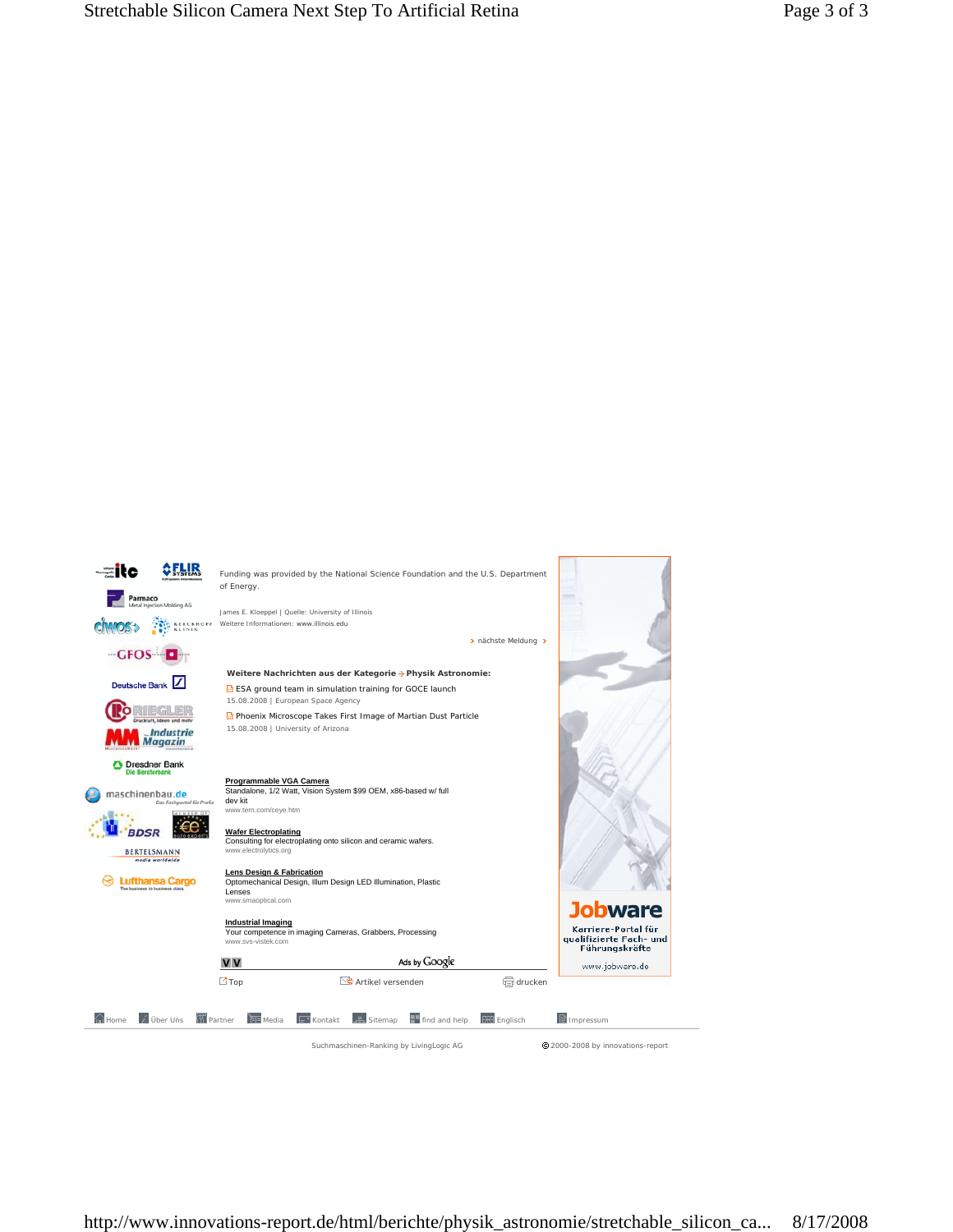Funding was provided by the National Science Foundation and the U.S. Department of Energy.

James E. Kloeppel | Quelle: University of Illinois
Weitere Informationen: www.illinois.edu

> nächste Meldung >

**Weitere Nachrichten aus der Kategorie → Physik Astronomie:**

ESA ground team in simulation training for GOCE launch
15.08.2008 | European Space Agency

Phoenix Microscope Takes First Image of Martian Dust Particle
15.08.2008 | University of Arizona

**Programmable VGA Camera**
Standalone, 1/2 Watt, Vision System $99 OEM, x86-based w/ full dev kit
www.tern.com/ceye.htm

**Wafer Electroplating**
Consulting for electroplating onto silicon and ceramic wafers.
www.electrolytics.org

**Lens Design & Fabrication**
Optomechanical Design, Illum Design LED Illumination, Plastic Lenses
www.smaoptical.com

**Industrial Imaging**
Your competence in imaging Cameras, Grabbers, Processing
www.svs-vistek.com

Ads by Google

Top | Artikel versenden | drucken

Jobware
Karriere-Portal für qualifizierte Fach- und Führungskräfte
www.jobware.de

Home | Über Uns | Partner | Media | Kontakt | Sitemap | find and help | Englisch | Impressum

Suchmaschinen-Ranking by LivingLogic AG

© 2000-2008 by innovations-report